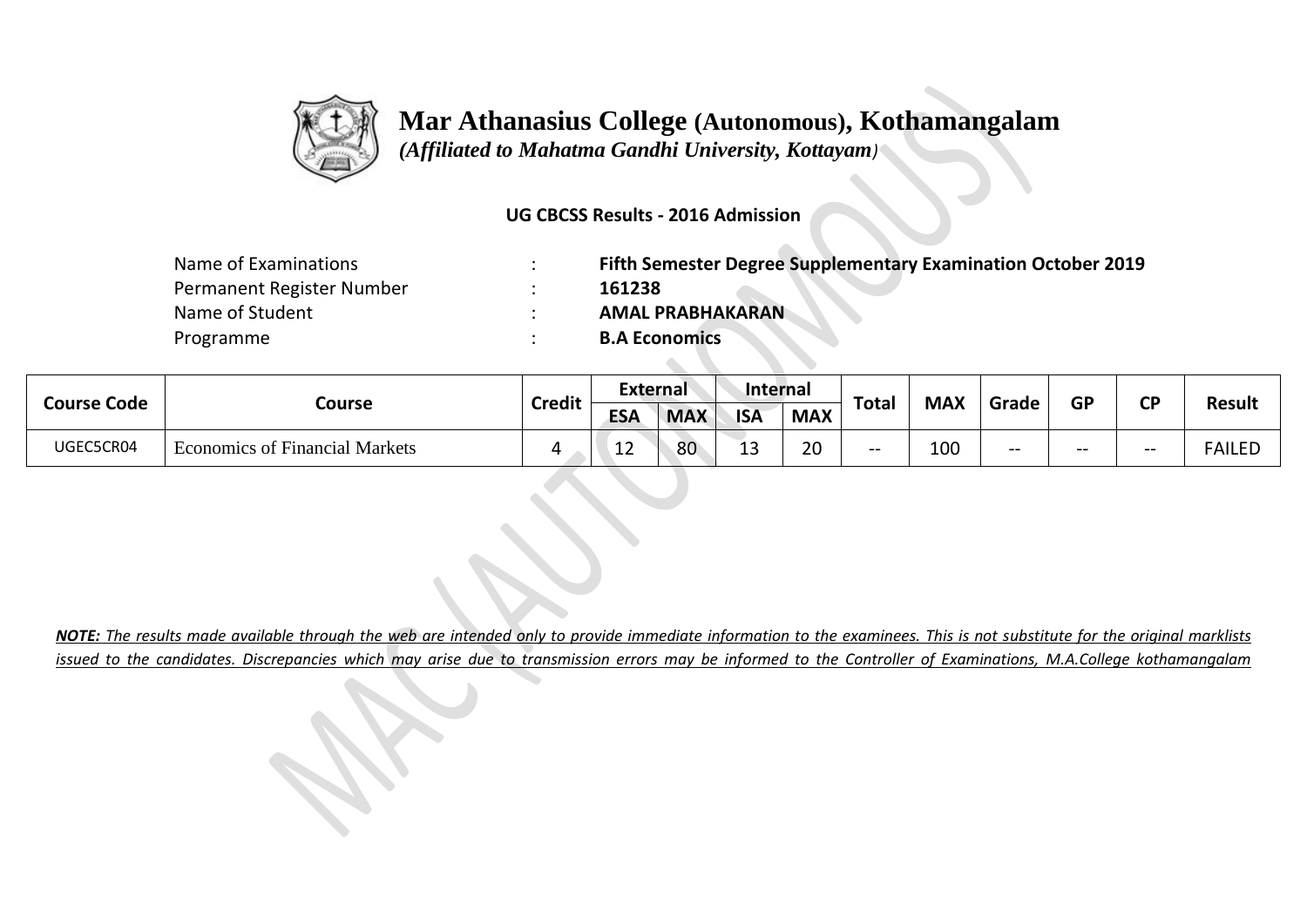# Mar Athanasius College (Autonomous), Kothamangalam

*(Affiliated to Mahatma Gandhi University, Kottayam)*

**UG CBCSS Results - 2016 Admission**

| | | |
|---|---|---|
| Name of Examinations | : | **Fifth Semester Degree Supplementary Examination October 2019** |
| Permanent Register Number | : | **161238** |
| Name of Student | : | **AMAL PRABHAKARAN** |
| Programme | : | **B.A Economics** |

| Course Code | Course | Credit | External | | Internal | | Total | MAX | Grade | GP | CP | Result |
|---|---|---|---|---|---|---|---|---|---|---|---|---|
| | | | ESA | MAX | ISA | MAX | | | | | | |
| UGEC5CR04 | Economics of Financial Markets | 4 | 12 | 80 | 13 | 20 | -- | 100 | -- | -- | -- | FAILED |

***NOTE:** The results made available through the web are intended only to provide immediate information to the examinees. This is not substitute for the original marklists issued to the candidates. Discrepancies which may arise due to transmission errors may be informed to the Controller of Examinations, M.A.College kothamangalam*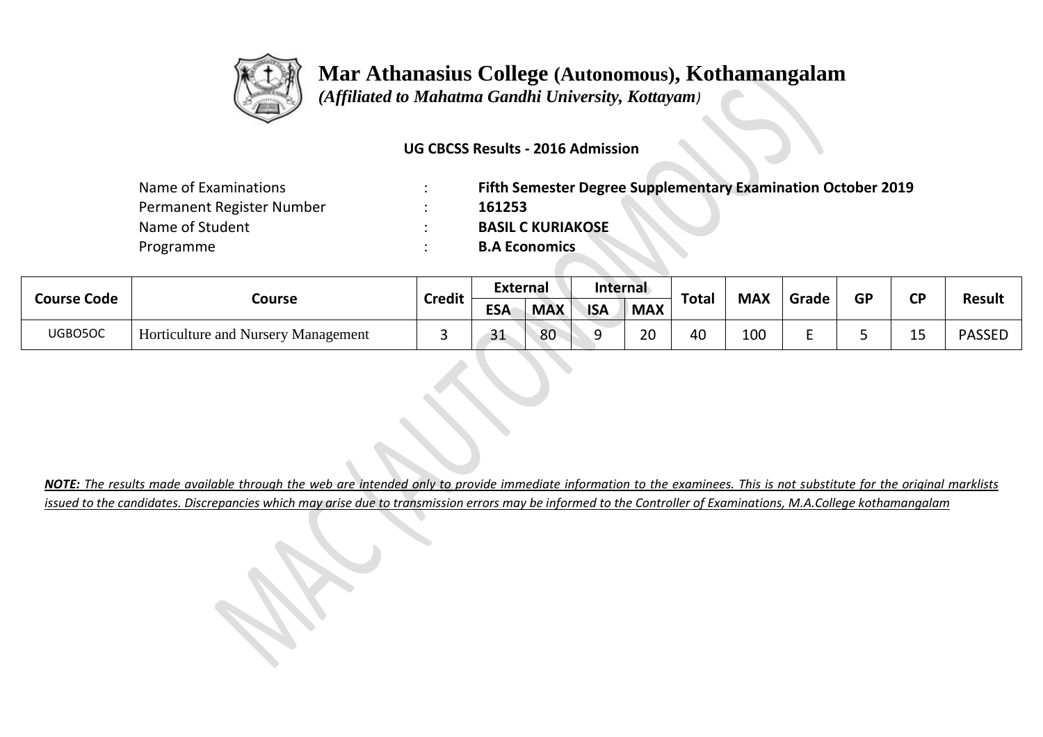# Mar Athanasius College (Autonomous), Kothamangalam

*(Affiliated to Mahatma Gandhi University, Kottayam)*

**UG CBCSS Results - 2016 Admission**

| | | |
|---|---|---|
| Name of Examinations | : | **Fifth Semester Degree Supplementary Examination October 2019** |
| Permanent Register Number | : | **161253** |
| Name of Student | : | **BASIL C KURIAKOSE** |
| Programme | : | **B.A Economics** |

| Course Code | Course | Credit | External | | Internal | | Total | MAX | Grade | GP | CP | Result |
|---|---|---|---|---|---|---|---|---|---|---|---|---|
| | | | ESA | MAX | ISA | MAX | | | | | | |
| UGBO5OC | Horticulture and Nursery Management | 3 | 31 | 80 | 9 | 20 | 40 | 100 | E | 5 | 15 | PASSED |

***NOTE:*** *The results made available through the web are intended only to provide immediate information to the examinees. This is not substitute for the original marklists issued to the candidates. Discrepancies which may arise due to transmission errors may be informed to the Controller of Examinations, M.A.College kothamangalam*